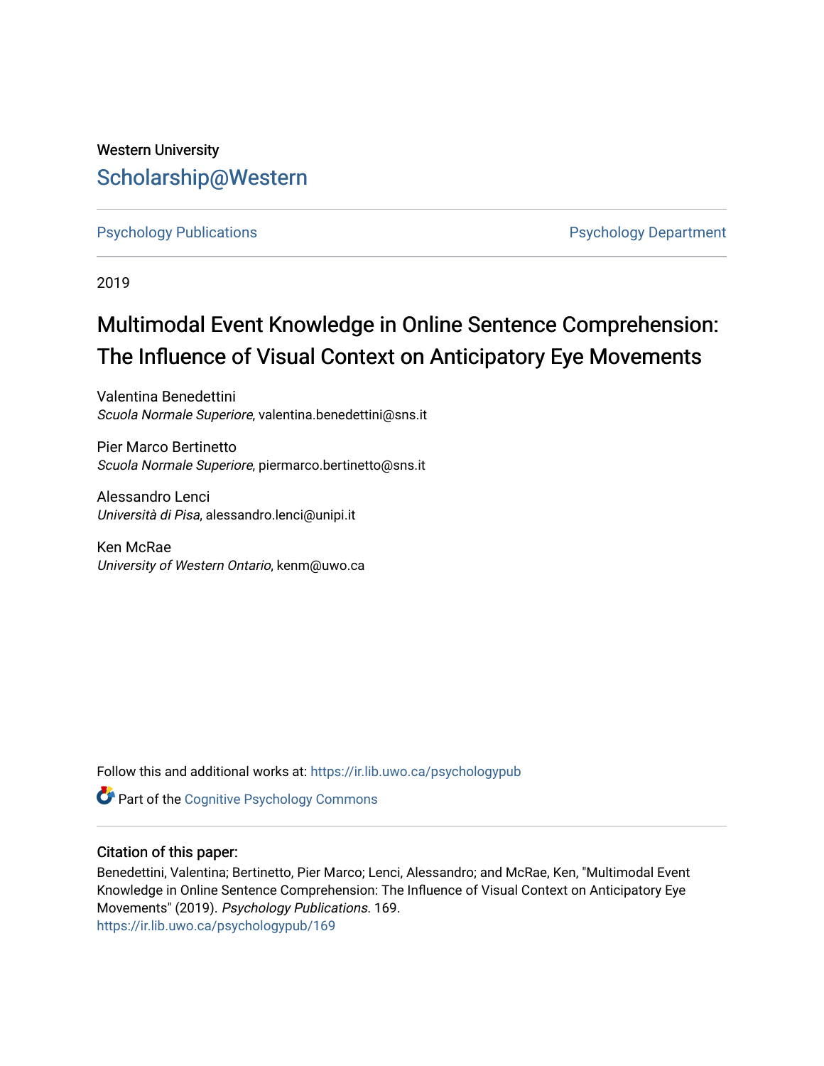Western University

# Scholarship@Western

Psychology Publications | Psychology Department

2019

# Multimodal Event Knowledge in Online Sentence Comprehension: The Influence of Visual Context on Anticipatory Eye Movements

Valentina Benedettini
*Scuola Normale Superiore*, valentina.benedettini@sns.it

Pier Marco Bertinetto
*Scuola Normale Superiore*, piermarco.bertinetto@sns.it

Alessandro Lenci
*Università di Pisa*, alessandro.lenci@unipi.it

Ken McRae
*University of Western Ontario*, kenm@uwo.ca

Follow this and additional works at: https://ir.lib.uwo.ca/psychologypub

Part of the Cognitive Psychology Commons

## Citation of this paper:

Benedettini, Valentina; Bertinetto, Pier Marco; Lenci, Alessandro; and McRae, Ken, "Multimodal Event Knowledge in Online Sentence Comprehension: The Influence of Visual Context on Anticipatory Eye Movements" (2019). *Psychology Publications*. 169.
https://ir.lib.uwo.ca/psychologypub/169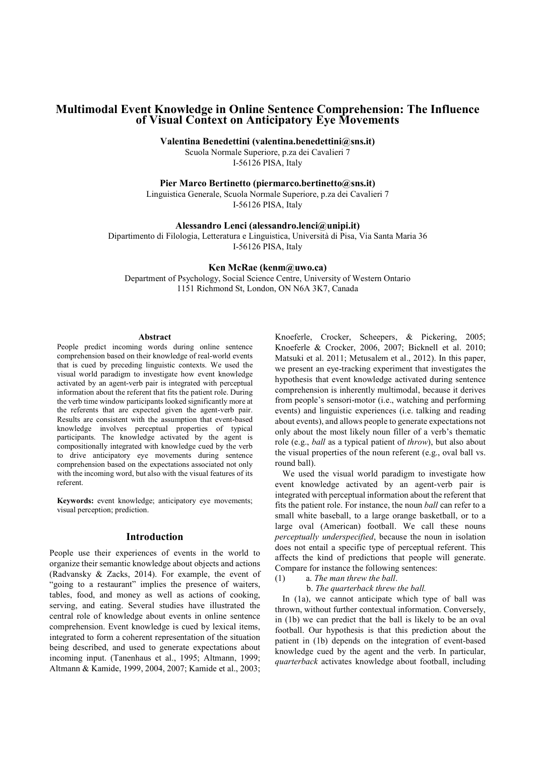# Multimodal Event Knowledge in Online Sentence Comprehension: The Influence of Visual Context on Anticipatory Eye Movements

**Valentina Benedettini (valentina.benedettini@sns.it)**
Scuola Normale Superiore, p.za dei Cavalieri 7
I-56126 PISA, Italy

**Pier Marco Bertinetto (piermarco.bertinetto@sns.it)**
Linguistica Generale, Scuola Normale Superiore, p.za dei Cavalieri 7
I-56126 PISA, Italy

**Alessandro Lenci (alessandro.lenci@unipi.it)**
Dipartimento di Filologia, Letteratura e Linguistica, Università di Pisa, Via Santa Maria 36
I-56126 PISA, Italy

**Ken McRae (kenm@uwo.ca)**
Department of Psychology, Social Science Centre, University of Western Ontario
1151 Richmond St, London, ON N6A 3K7, Canada

## Abstract

People predict incoming words during online sentence comprehension based on their knowledge of real-world events that is cued by preceding linguistic contexts. We used the visual world paradigm to investigate how event knowledge activated by an agent-verb pair is integrated with perceptual information about the referent that fits the patient role. During the verb time window participants looked significantly more at the referents that are expected given the agent-verb pair. Results are consistent with the assumption that event-based knowledge involves perceptual properties of typical participants. The knowledge activated by the agent is compositionally integrated with knowledge cued by the verb to drive anticipatory eye movements during sentence comprehension based on the expectations associated not only with the incoming word, but also with the visual features of its referent.

**Keywords:** event knowledge; anticipatory eye movements; visual perception; prediction.

## Introduction

People use their experiences of events in the world to organize their semantic knowledge about objects and actions (Radvansky & Zacks, 2014). For example, the event of "going to a restaurant" implies the presence of waiters, tables, food, and money as well as actions of cooking, serving, and eating. Several studies have illustrated the central role of knowledge about events in online sentence comprehension. Event knowledge is cued by lexical items, integrated to form a coherent representation of the situation being described, and used to generate expectations about incoming input. (Tanenhaus et al., 1995; Altmann, 1999; Altmann & Kamide, 1999, 2004, 2007; Kamide et al., 2003; Knoeferle, Crocker, Scheepers, & Pickering, 2005; Knoeferle & Crocker, 2006, 2007; Bicknell et al. 2010; Matsuki et al. 2011; Metusalem et al., 2012). In this paper, we present an eye-tracking experiment that investigates the hypothesis that event knowledge activated during sentence comprehension is inherently multimodal, because it derives from people's sensori-motor (i.e., watching and performing events) and linguistic experiences (i.e. talking and reading about events), and allows people to generate expectations not only about the most likely noun filler of a verb's thematic role (e.g., *ball* as a typical patient of *throw*), but also about the visual properties of the noun referent (e.g., oval ball vs. round ball).

We used the visual world paradigm to investigate how event knowledge activated by an agent-verb pair is integrated with perceptual information about the referent that fits the patient role. For instance, the noun *ball* can refer to a small white baseball, to a large orange basketball, or to a large oval (American) football. We call these nouns *perceptually underspecified*, because the noun in isolation does not entail a specific type of perceptual referent. This affects the kind of predictions that people will generate. Compare for instance the following sentences:

(1) a. *The man threw the ball*.
    b. *The quarterback threw the ball.*

In (1a), we cannot anticipate which type of ball was thrown, without further contextual information. Conversely, in (1b) we can predict that the ball is likely to be an oval football. Our hypothesis is that this prediction about the patient in (1b) depends on the integration of event-based knowledge cued by the agent and the verb. In particular, *quarterback* activates knowledge about football, including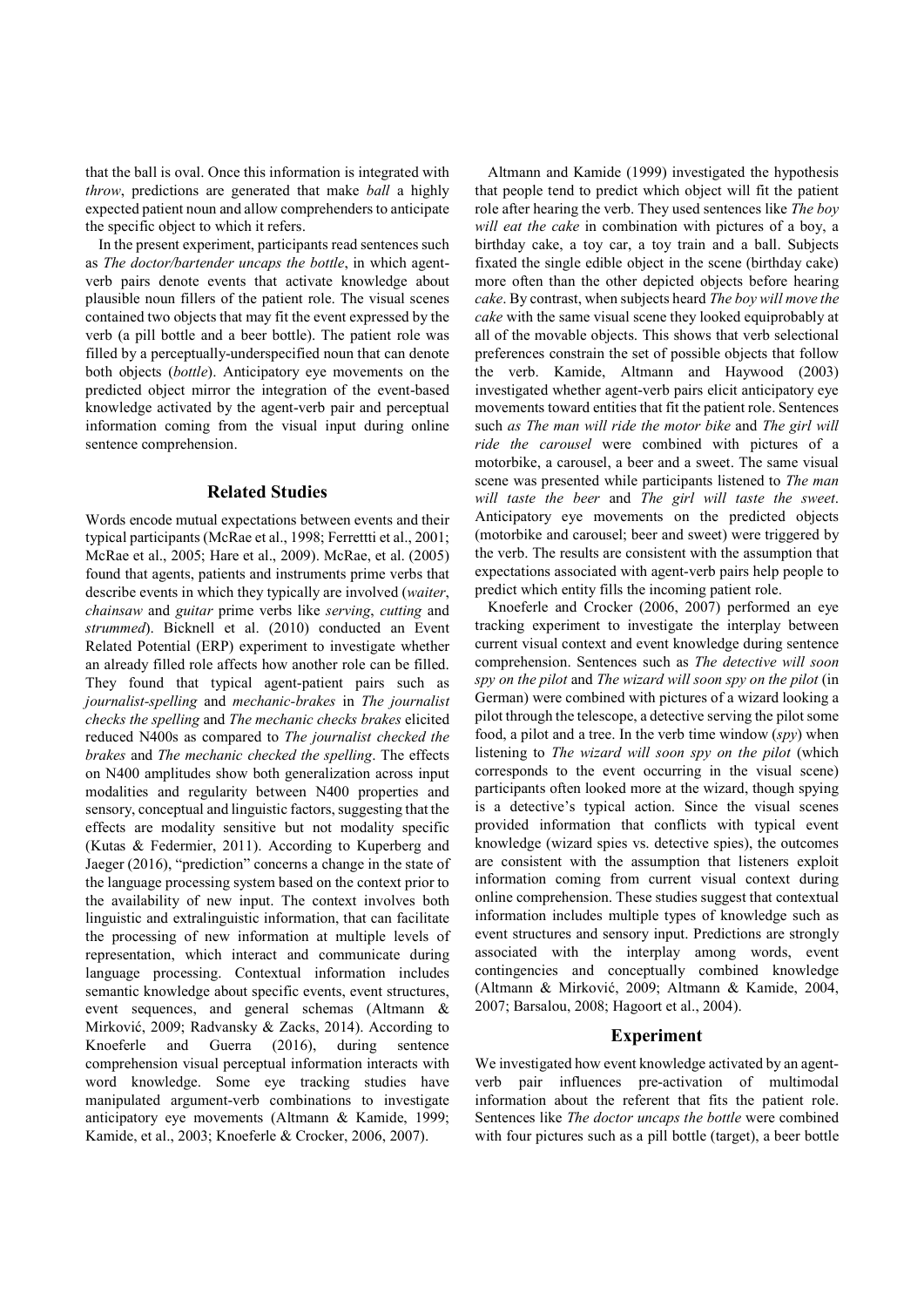that the ball is oval. Once this information is integrated with *throw*, predictions are generated that make *ball* a highly expected patient noun and allow comprehenders to anticipate the specific object to which it refers.

In the present experiment, participants read sentences such as *The doctor/bartender uncaps the bottle*, in which agent-verb pairs denote events that activate knowledge about plausible noun fillers of the patient role. The visual scenes contained two objects that may fit the event expressed by the verb (a pill bottle and a beer bottle). The patient role was filled by a perceptually-underspecified noun that can denote both objects (*bottle*). Anticipatory eye movements on the predicted object mirror the integration of the event-based knowledge activated by the agent-verb pair and perceptual information coming from the visual input during online sentence comprehension.

## Related Studies

Words encode mutual expectations between events and their typical participants (McRae et al., 1998; Ferrettti et al., 2001; McRae et al., 2005; Hare et al., 2009). McRae, et al. (2005) found that agents, patients and instruments prime verbs that describe events in which they typically are involved (*waiter*, *chainsaw* and *guitar* prime verbs like *serving*, *cutting* and *strummed*). Bicknell et al. (2010) conducted an Event Related Potential (ERP) experiment to investigate whether an already filled role affects how another role can be filled. They found that typical agent-patient pairs such as *journalist-spelling* and *mechanic-brakes* in *The journalist checks the spelling* and *The mechanic checks brakes* elicited reduced N400s as compared to *The journalist checked the brakes* and *The mechanic checked the spelling*. The effects on N400 amplitudes show both generalization across input modalities and regularity between N400 properties and sensory, conceptual and linguistic factors, suggesting that the effects are modality sensitive but not modality specific (Kutas & Federmier, 2011). According to Kuperberg and Jaeger (2016), "prediction" concerns a change in the state of the language processing system based on the context prior to the availability of new input. The context involves both linguistic and extralinguistic information, that can facilitate the processing of new information at multiple levels of representation, which interact and communicate during language processing. Contextual information includes semantic knowledge about specific events, event structures, event sequences, and general schemas (Altmann & Mirković, 2009; Radvansky & Zacks, 2014). According to Knoeferle and Guerra (2016), during sentence comprehension visual perceptual information interacts with word knowledge. Some eye tracking studies have manipulated argument-verb combinations to investigate anticipatory eye movements (Altmann & Kamide, 1999; Kamide, et al., 2003; Knoeferle & Crocker, 2006, 2007).

Altmann and Kamide (1999) investigated the hypothesis that people tend to predict which object will fit the patient role after hearing the verb. They used sentences like *The boy will eat the cake* in combination with pictures of a boy, a birthday cake, a toy car, a toy train and a ball. Subjects fixated the single edible object in the scene (birthday cake) more often than the other depicted objects before hearing *cake*. By contrast, when subjects heard *The boy will move the cake* with the same visual scene they looked equiprobably at all of the movable objects. This shows that verb selectional preferences constrain the set of possible objects that follow the verb. Kamide, Altmann and Haywood (2003) investigated whether agent-verb pairs elicit anticipatory eye movements toward entities that fit the patient role. Sentences such *as The man will ride the motor bike* and *The girl will ride the carousel* were combined with pictures of a motorbike, a carousel, a beer and a sweet. The same visual scene was presented while participants listened to *The man will taste the beer* and *The girl will taste the sweet*. Anticipatory eye movements on the predicted objects (motorbike and carousel; beer and sweet) were triggered by the verb. The results are consistent with the assumption that expectations associated with agent-verb pairs help people to predict which entity fills the incoming patient role.

Knoeferle and Crocker (2006, 2007) performed an eye tracking experiment to investigate the interplay between current visual context and event knowledge during sentence comprehension. Sentences such as *The detective will soon spy on the pilot* and *The wizard will soon spy on the pilot* (in German) were combined with pictures of a wizard looking a pilot through the telescope, a detective serving the pilot some food, a pilot and a tree. In the verb time window (*spy*) when listening to *The wizard will soon spy on the pilot* (which corresponds to the event occurring in the visual scene) participants often looked more at the wizard, though spying is a detective's typical action. Since the visual scenes provided information that conflicts with typical event knowledge (wizard spies vs. detective spies), the outcomes are consistent with the assumption that listeners exploit information coming from current visual context during online comprehension. These studies suggest that contextual information includes multiple types of knowledge such as event structures and sensory input. Predictions are strongly associated with the interplay among words, event contingencies and conceptually combined knowledge (Altmann & Mirković, 2009; Altmann & Kamide, 2004, 2007; Barsalou, 2008; Hagoort et al., 2004).

## Experiment

We investigated how event knowledge activated by an agent-verb pair influences pre-activation of multimodal information about the referent that fits the patient role. Sentences like *The doctor uncaps the bottle* were combined with four pictures such as a pill bottle (target), a beer bottle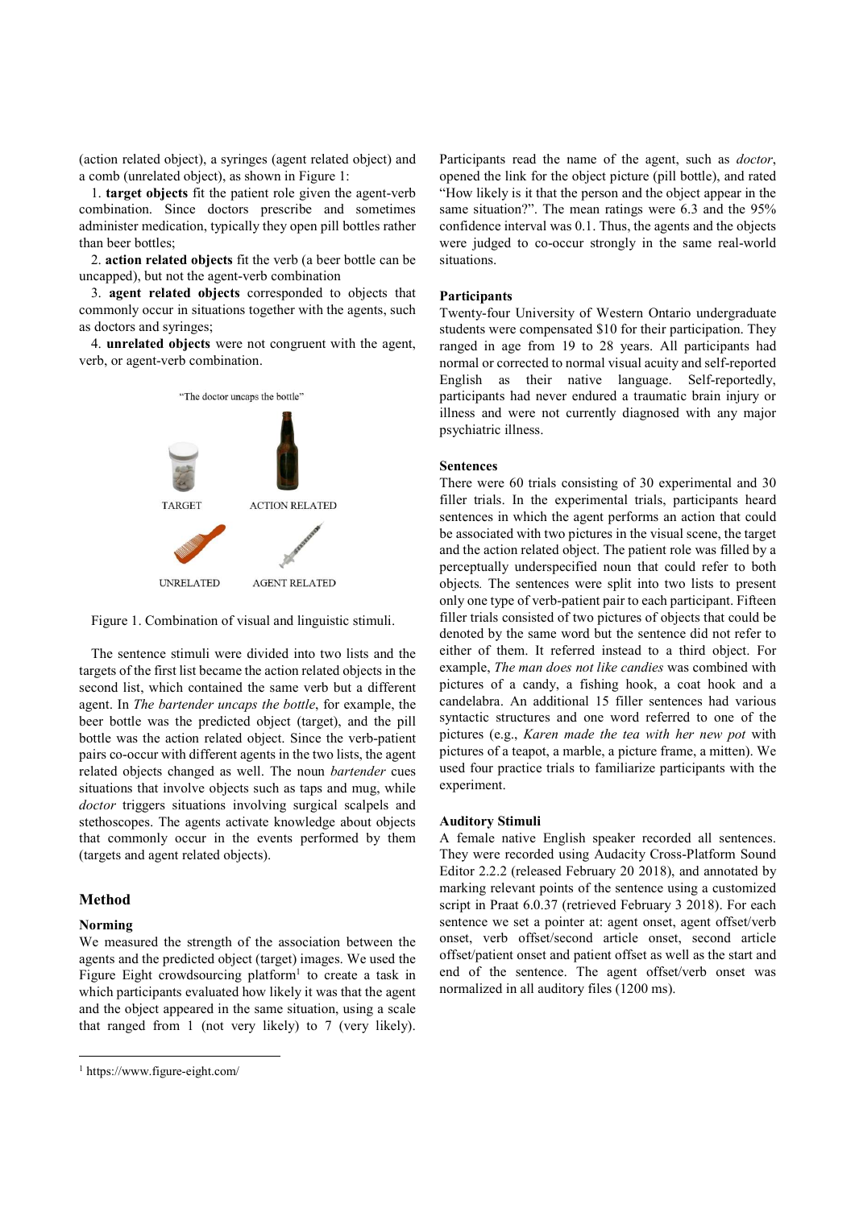(action related object), a syringes (agent related object) and a comb (unrelated object), as shown in Figure 1:

1. **target objects** fit the patient role given the agent-verb combination. Since doctors prescribe and sometimes administer medication, typically they open pill bottles rather than beer bottles;
2. **action related objects** fit the verb (a beer bottle can be uncapped), but not the agent-verb combination
3. **agent related objects** corresponded to objects that commonly occur in situations together with the agents, such as doctors and syringes;
4. **unrelated objects** were not congruent with the agent, verb, or agent-verb combination.

"The doctor uncaps the bottle"

TARGET ACTION RELATED

UNRELATED AGENT RELATED

Figure 1. Combination of visual and linguistic stimuli.

The sentence stimuli were divided into two lists and the targets of the first list became the action related objects in the second list, which contained the same verb but a different agent. In *The bartender uncaps the bottle*, for example, the beer bottle was the predicted object (target), and the pill bottle was the action related object. Since the verb-patient pairs co-occur with different agents in the two lists, the agent related objects changed as well. The noun *bartender* cues situations that involve objects such as taps and mug, while *doctor* triggers situations involving surgical scalpels and stethoscopes. The agents activate knowledge about objects that commonly occur in the events performed by them (targets and agent related objects).

## Method

### Norming

We measured the strength of the association between the agents and the predicted object (target) images. We used the Figure Eight crowdsourcing platform[1] to create a task in which participants evaluated how likely it was that the agent and the object appeared in the same situation, using a scale that ranged from 1 (not very likely) to 7 (very likely). Participants read the name of the agent, such as *doctor*, opened the link for the object picture (pill bottle), and rated "How likely is it that the person and the object appear in the same situation?". The mean ratings were 6.3 and the 95% confidence interval was 0.1. Thus, the agents and the objects were judged to co-occur strongly in the same real-world situations.

### Participants

Twenty-four University of Western Ontario undergraduate students were compensated $10 for their participation. They ranged in age from 19 to 28 years. All participants had normal or corrected to normal visual acuity and self-reported English as their native language. Self-reportedly, participants had never endured a traumatic brain injury or illness and were not currently diagnosed with any major psychiatric illness.

### Sentences

There were 60 trials consisting of 30 experimental and 30 filler trials. In the experimental trials, participants heard sentences in which the agent performs an action that could be associated with two pictures in the visual scene, the target and the action related object. The patient role was filled by a perceptually underspecified noun that could refer to both objects. The sentences were split into two lists to present only one type of verb-patient pair to each participant. Fifteen filler trials consisted of two pictures of objects that could be denoted by the same word but the sentence did not refer to either of them. It referred instead to a third object. For example, *The man does not like candies* was combined with pictures of a candy, a fishing hook, a coat hook and a candelabra. An additional 15 filler sentences had various syntactic structures and one word referred to one of the pictures (e.g., *Karen made the tea with her new pot* with pictures of a teapot, a marble, a picture frame, a mitten). We used four practice trials to familiarize participants with the experiment.

### Auditory Stimuli

A female native English speaker recorded all sentences. They were recorded using Audacity Cross-Platform Sound Editor 2.2.2 (released February 20 2018), and annotated by marking relevant points of the sentence using a customized script in Praat 6.0.37 (retrieved February 3 2018). For each sentence we set a pointer at: agent onset, agent offset/verb onset, verb offset/second article onset, second article offset/patient onset and patient offset as well as the start and end of the sentence. The agent offset/verb onset was normalized in all auditory files (1200 ms).

[1] https://www.figure-eight.com/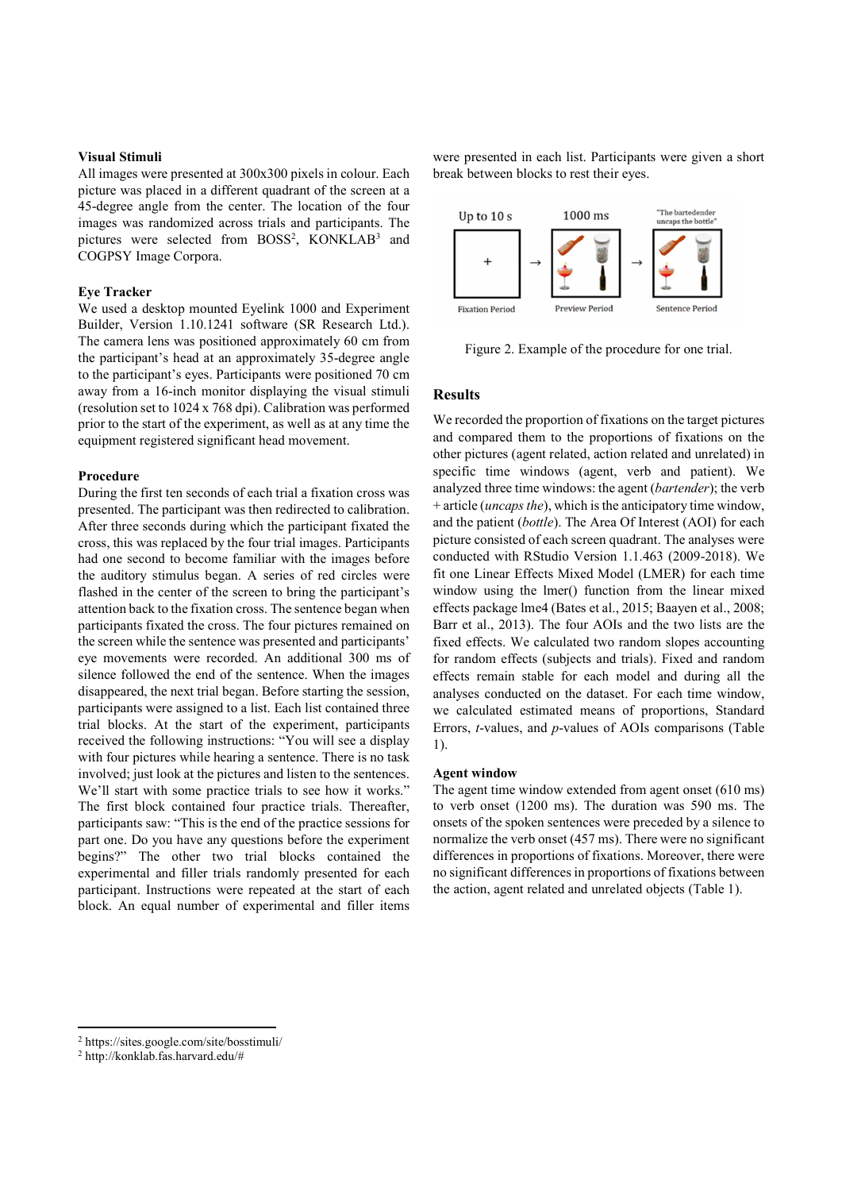### Visual Stimuli

All images were presented at 300x300 pixels in colour. Each picture was placed in a different quadrant of the screen at a 45-degree angle from the center. The location of the four images was randomized across trials and participants. The pictures were selected from BOSS[2], KONKLAB[3] and COGPSY Image Corpora.

### Eye Tracker

We used a desktop mounted Eyelink 1000 and Experiment Builder, Version 1.10.1241 software (SR Research Ltd.). The camera lens was positioned approximately 60 cm from the participant's head at an approximately 35-degree angle to the participant's eyes. Participants were positioned 70 cm away from a 16-inch monitor displaying the visual stimuli (resolution set to 1024 x 768 dpi). Calibration was performed prior to the start of the experiment, as well as at any time the equipment registered significant head movement.

### Procedure

During the first ten seconds of each trial a fixation cross was presented. The participant was then redirected to calibration. After three seconds during which the participant fixated the cross, this was replaced by the four trial images. Participants had one second to become familiar with the images before the auditory stimulus began. A series of red circles were flashed in the center of the screen to bring the participant's attention back to the fixation cross. The sentence began when participants fixated the cross. The four pictures remained on the screen while the sentence was presented and participants' eye movements were recorded. An additional 300 ms of silence followed the end of the sentence. When the images disappeared, the next trial began. Before starting the session, participants were assigned to a list. Each list contained three trial blocks. At the start of the experiment, participants received the following instructions: "You will see a display with four pictures while hearing a sentence. There is no task involved; just look at the pictures and listen to the sentences. We'll start with some practice trials to see how it works." The first block contained four practice trials. Thereafter, participants saw: "This is the end of the practice sessions for part one. Do you have any questions before the experiment begins?" The other two trial blocks contained the experimental and filler trials randomly presented for each participant. Instructions were repeated at the start of each block. An equal number of experimental and filler items were presented in each list. Participants were given a short break between blocks to rest their eyes.

Up to 10 s → 1000 ms → "The bartedender uncaps the bottle"

Fixation Period | Preview Period | Sentence Period

Figure 2. Example of the procedure for one trial.

## Results

We recorded the proportion of fixations on the target pictures and compared them to the proportions of fixations on the other pictures (agent related, action related and unrelated) in specific time windows (agent, verb and patient). We analyzed three time windows: the agent (*bartender*); the verb + article (*uncaps the*), which is the anticipatory time window, and the patient (*bottle*). The Area Of Interest (AOI) for each picture consisted of each screen quadrant. The analyses were conducted with RStudio Version 1.1.463 (2009-2018). We fit one Linear Effects Mixed Model (LMER) for each time window using the lmer() function from the linear mixed effects package lme4 (Bates et al., 2015; Baayen et al., 2008; Barr et al., 2013). The four AOIs and the two lists are the fixed effects. We calculated two random slopes accounting for random effects (subjects and trials). Fixed and random effects remain stable for each model and during all the analyses conducted on the dataset. For each time window, we calculated estimated means of proportions, Standard Errors, *t*-values, and *p*-values of AOIs comparisons (Table 1).

### Agent window

The agent time window extended from agent onset (610 ms) to verb onset (1200 ms). The duration was 590 ms. The onsets of the spoken sentences were preceded by a silence to normalize the verb onset (457 ms). There were no significant differences in proportions of fixations. Moreover, there were no significant differences in proportions of fixations between the action, agent related and unrelated objects (Table 1).

---

[2] https://sites.google.com/site/bosstimuli/

[2] http://konklab.fas.harvard.edu/#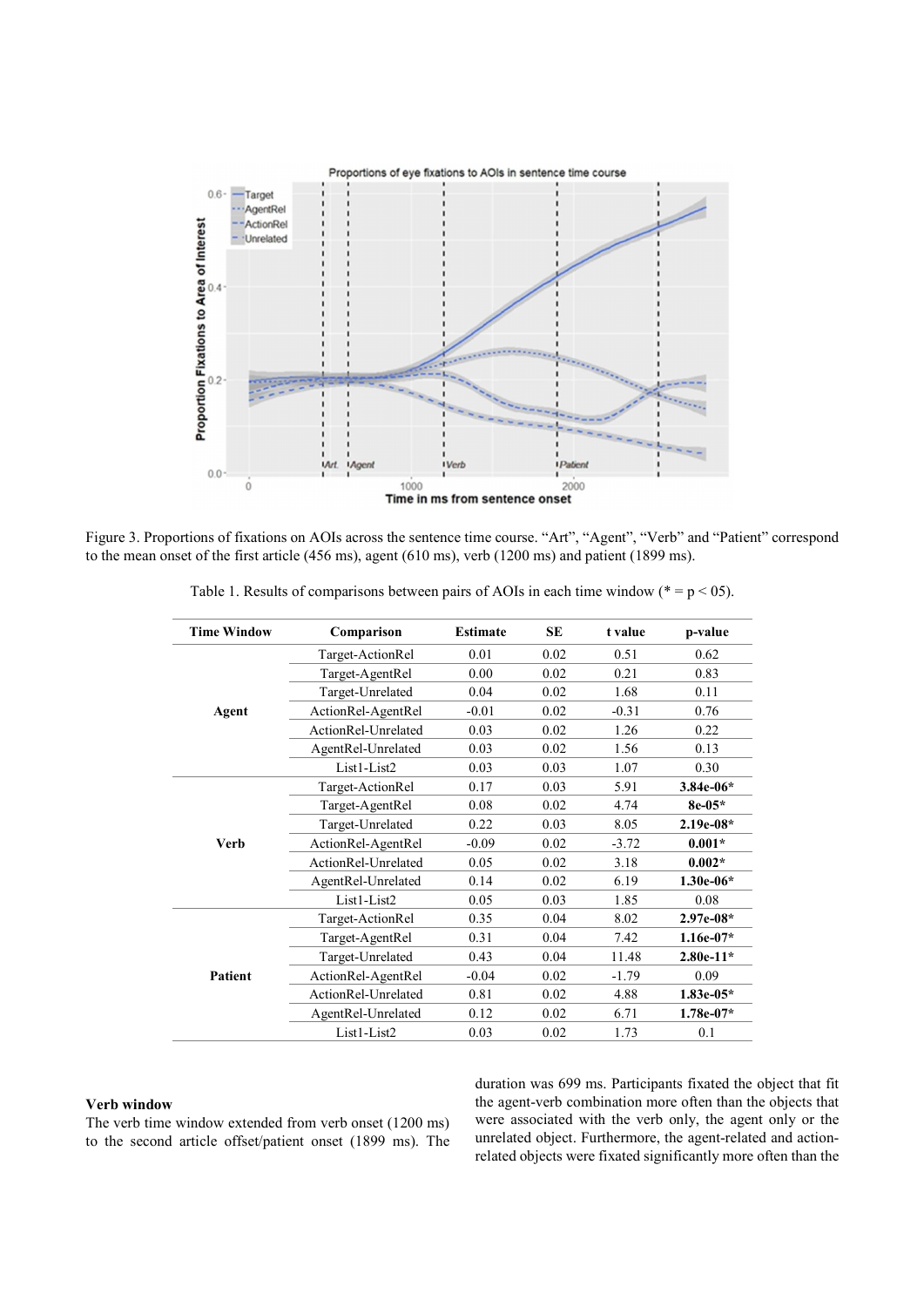Figure 3. Proportions of fixations on AOIs across the sentence time course. "Art", "Agent", "Verb" and "Patient" correspond to the mean onset of the first article (456 ms), agent (610 ms), verb (1200 ms) and patient (1899 ms).

Table 1. Results of comparisons between pairs of AOIs in each time window (* = p < 05).

| Time Window | Comparison | Estimate | SE | t value | p-value |
|---|---|---|---|---|---|
| Agent | Target-ActionRel | 0.01 | 0.02 | 0.51 | 0.62 |
| | Target-AgentRel | 0.00 | 0.02 | 0.21 | 0.83 |
| | Target-Unrelated | 0.04 | 0.02 | 1.68 | 0.11 |
| | ActionRel-AgentRel | -0.01 | 0.02 | -0.31 | 0.76 |
| | ActionRel-Unrelated | 0.03 | 0.02 | 1.26 | 0.22 |
| | AgentRel-Unrelated | 0.03 | 0.02 | 1.56 | 0.13 |
| | List1-List2 | 0.03 | 0.03 | 1.07 | 0.30 |
| Verb | Target-ActionRel | 0.17 | 0.03 | 5.91 | **3.84e-06*** |
| | Target-AgentRel | 0.08 | 0.02 | 4.74 | **8e-05*** |
| | Target-Unrelated | 0.22 | 0.03 | 8.05 | **2.19e-08*** |
| | ActionRel-AgentRel | -0.09 | 0.02 | -3.72 | **0.001*** |
| | ActionRel-Unrelated | 0.05 | 0.02 | 3.18 | **0.002*** |
| | AgentRel-Unrelated | 0.14 | 0.02 | 6.19 | **1.30e-06*** |
| | List1-List2 | 0.05 | 0.03 | 1.85 | 0.08 |
| Patient | Target-ActionRel | 0.35 | 0.04 | 8.02 | **2.97e-08*** |
| | Target-AgentRel | 0.31 | 0.04 | 7.42 | **1.16e-07*** |
| | Target-Unrelated | 0.43 | 0.04 | 11.48 | **2.80e-11*** |
| | ActionRel-AgentRel | -0.04 | 0.02 | -1.79 | 0.09 |
| | ActionRel-Unrelated | 0.81 | 0.02 | 4.88 | **1.83e-05*** |
| | AgentRel-Unrelated | 0.12 | 0.02 | 6.71 | **1.78e-07*** |
| | List1-List2 | 0.03 | 0.02 | 1.73 | 0.1 |

**Verb window**

The verb time window extended from verb onset (1200 ms) to the second article offset/patient onset (1899 ms). The duration was 699 ms. Participants fixated the object that fit the agent-verb combination more often than the objects that were associated with the verb only, the agent only or the unrelated object. Furthermore, the agent-related and action-related objects were fixated significantly more often than the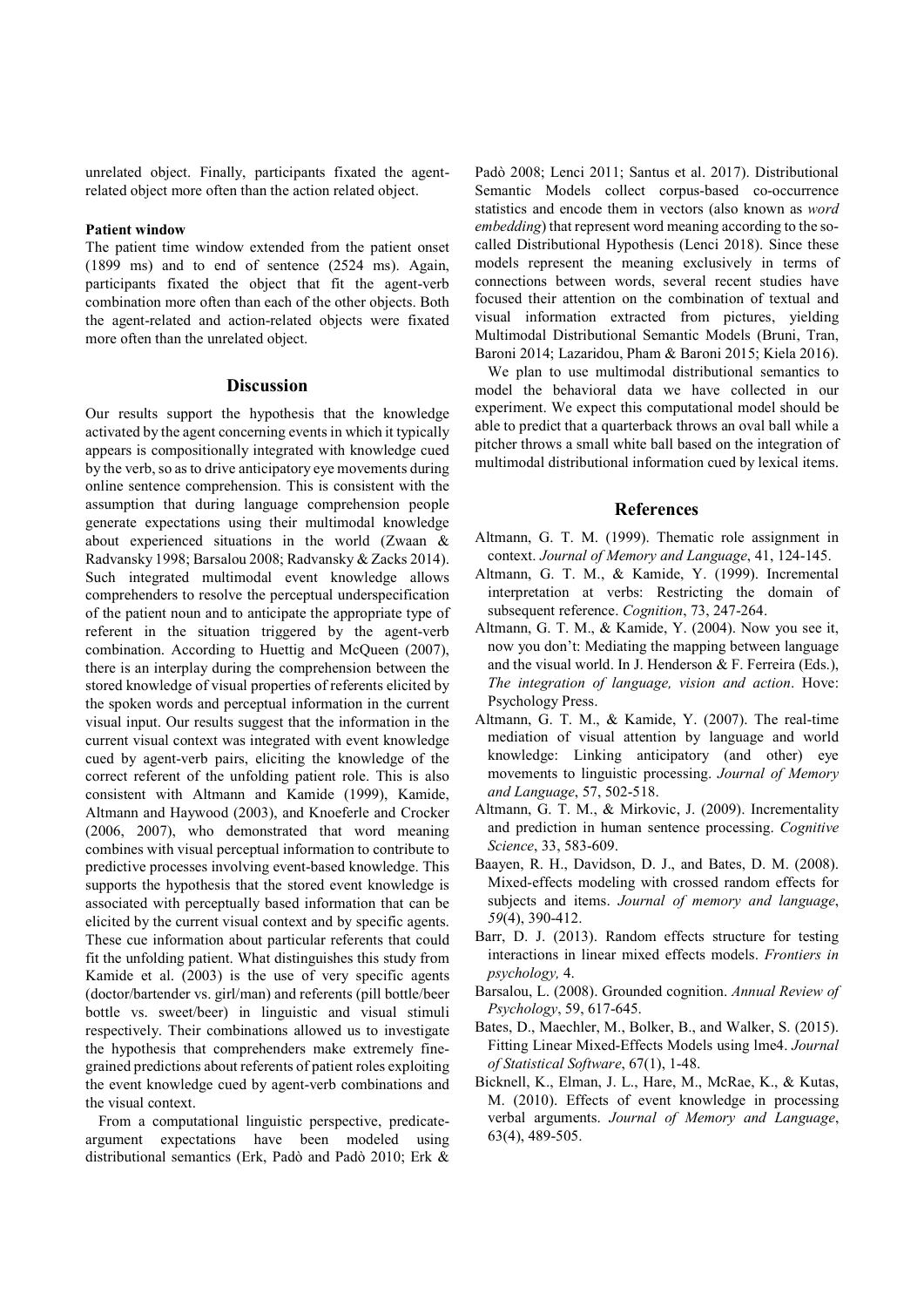unrelated object. Finally, participants fixated the agent-related object more often than the action related object.

**Patient window**

The patient time window extended from the patient onset (1899 ms) and to end of sentence (2524 ms). Again, participants fixated the object that fit the agent-verb combination more often than each of the other objects. Both the agent-related and action-related objects were fixated more often than the unrelated object.

## Discussion

Our results support the hypothesis that the knowledge activated by the agent concerning events in which it typically appears is compositionally integrated with knowledge cued by the verb, so as to drive anticipatory eye movements during online sentence comprehension. This is consistent with the assumption that during language comprehension people generate expectations using their multimodal knowledge about experienced situations in the world (Zwaan & Radvansky 1998; Barsalou 2008; Radvansky & Zacks 2014). Such integrated multimodal event knowledge allows comprehenders to resolve the perceptual underspecification of the patient noun and to anticipate the appropriate type of referent in the situation triggered by the agent-verb combination. According to Huettig and McQueen (2007), there is an interplay during the comprehension between the stored knowledge of visual properties of referents elicited by the spoken words and perceptual information in the current visual input. Our results suggest that the information in the current visual context was integrated with event knowledge cued by agent-verb pairs, eliciting the knowledge of the correct referent of the unfolding patient role. This is also consistent with Altmann and Kamide (1999), Kamide, Altmann and Haywood (2003), and Knoeferle and Crocker (2006, 2007), who demonstrated that word meaning combines with visual perceptual information to contribute to predictive processes involving event-based knowledge. This supports the hypothesis that the stored event knowledge is associated with perceptually based information that can be elicited by the current visual context and by specific agents. These cue information about particular referents that could fit the unfolding patient. What distinguishes this study from Kamide et al. (2003) is the use of very specific agents (doctor/bartender vs. girl/man) and referents (pill bottle/beer bottle vs. sweet/beer) in linguistic and visual stimuli respectively. Their combinations allowed us to investigate the hypothesis that comprehenders make extremely fine-grained predictions about referents of patient roles exploiting the event knowledge cued by agent-verb combinations and the visual context.

From a computational linguistic perspective, predicate-argument expectations have been modeled using distributional semantics (Erk, Padò and Padò 2010; Erk & Padò 2008; Lenci 2011; Santus et al. 2017). Distributional Semantic Models collect corpus-based co-occurrence statistics and encode them in vectors (also known as *word embedding*) that represent word meaning according to the so-called Distributional Hypothesis (Lenci 2018). Since these models represent the meaning exclusively in terms of connections between words, several recent studies have focused their attention on the combination of textual and visual information extracted from pictures, yielding Multimodal Distributional Semantic Models (Bruni, Tran, Baroni 2014; Lazaridou, Pham & Baroni 2015; Kiela 2016).

We plan to use multimodal distributional semantics to model the behavioral data we have collected in our experiment. We expect this computational model should be able to predict that a quarterback throws an oval ball while a pitcher throws a small white ball based on the integration of multimodal distributional information cued by lexical items.

## References

Altmann, G. T. M. (1999). Thematic role assignment in context. *Journal of Memory and Language*, 41, 124-145.

Altmann, G. T. M., & Kamide, Y. (1999). Incremental interpretation at verbs: Restricting the domain of subsequent reference. *Cognition*, 73, 247-264.

Altmann, G. T. M., & Kamide, Y. (2004). Now you see it, now you don't: Mediating the mapping between language and the visual world. In J. Henderson & F. Ferreira (Eds.), *The integration of language, vision and action*. Hove: Psychology Press.

Altmann, G. T. M., & Kamide, Y. (2007). The real-time mediation of visual attention by language and world knowledge: Linking anticipatory (and other) eye movements to linguistic processing. *Journal of Memory and Language*, 57, 502-518.

Altmann, G. T. M., & Mirkovic, J. (2009). Incrementality and prediction in human sentence processing. *Cognitive Science*, 33, 583-609.

Baayen, R. H., Davidson, D. J., and Bates, D. M. (2008). Mixed-effects modeling with crossed random effects for subjects and items. *Journal of memory and language*, *59*(4), 390-412.

Barr, D. J. (2013). Random effects structure for testing interactions in linear mixed effects models. *Frontiers in psychology,* 4.

Barsalou, L. (2008). Grounded cognition. *Annual Review of Psychology*, 59, 617-645.

Bates, D., Maechler, M., Bolker, B., and Walker, S. (2015). Fitting Linear Mixed-Effects Models using lme4. *Journal of Statistical Software*, 67(1), 1-48.

Bicknell, K., Elman, J. L., Hare, M., McRae, K., & Kutas, M. (2010). Effects of event knowledge in processing verbal arguments. *Journal of Memory and Language*, 63(4), 489-505.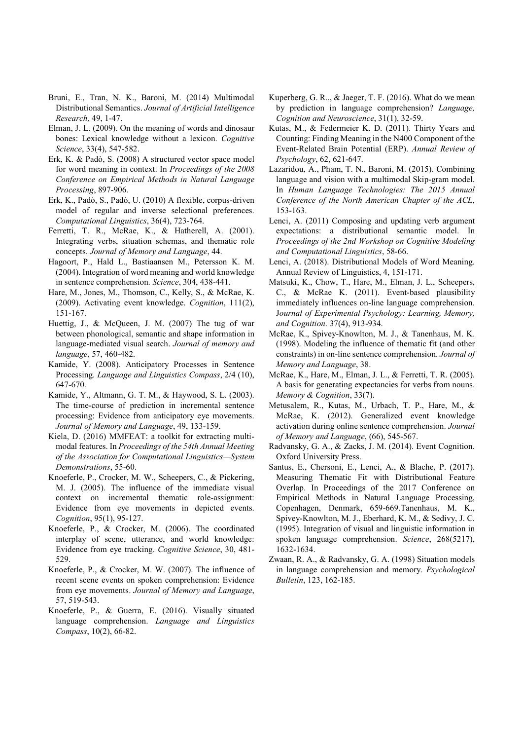Bruni, E., Tran, N. K., Baroni, M. (2014) Multimodal Distributional Semantics. *Journal of Artificial Intelligence Research,* 49, 1-47.

Elman, J. L. (2009). On the meaning of words and dinosaur bones: Lexical knowledge without a lexicon. *Cognitive Science*, 33(4), 547-582.

Erk, K. & Padò, S. (2008) A structured vector space model for word meaning in context. In *Proceedings of the 2008 Conference on Empirical Methods in Natural Language Processing*, 897-906.

Erk, K., Padò, S., Padò, U. (2010) A flexible, corpus-driven model of regular and inverse selectional preferences. *Computational Linguistics*, 36(4), 723-764.

Ferretti, T. R., McRae, K., & Hatherell, A. (2001). Integrating verbs, situation schemas, and thematic role concepts. *Journal of Memory and Language*, 44.

Hagoort, P., Hald L., Bastiaansen M., Petersson K. M. (2004). Integration of word meaning and world knowledge in sentence comprehension. *Science*, 304, 438-441.

Hare, M., Jones, M., Thomson, C., Kelly, S., & McRae, K. (2009). Activating event knowledge. *Cognition*, 111(2), 151-167.

Huettig, J., & McQueen, J. M. (2007) The tug of war between phonological, semantic and shape information in language-mediated visual search. *Journal of memory and language*, 57, 460-482.

Kamide, Y. (2008). Anticipatory Processes in Sentence Processing. *Language and Linguistics Compass*, 2/4 (10), 647-670.

Kamide, Y., Altmann, G. T. M., & Haywood, S. L. (2003). The time-course of prediction in incremental sentence processing: Evidence from anticipatory eye movements. *Journal of Memory and Language*, 49, 133-159.

Kiela, D. (2016) MMFEAT: a toolkit for extracting multi-modal features. In *Proceedings of the 54th Annual Meeting of the Association for Computational Linguistics—System Demonstrations*, 55-60.

Knoeferle, P., Crocker, M. W., Scheepers, C., & Pickering, M. J. (2005). The influence of the immediate visual context on incremental thematic role-assignment: Evidence from eye movements in depicted events. *Cognition*, 95(1), 95-127.

Knoeferle, P., & Crocker, M. (2006). The coordinated interplay of scene, utterance, and world knowledge: Evidence from eye tracking. *Cognitive Science*, 30, 481-529.

Knoeferle, P., & Crocker, M. W. (2007). The influence of recent scene events on spoken comprehension: Evidence from eye movements. *Journal of Memory and Language*, 57, 519-543.

Knoeferle, P., & Guerra, E. (2016). Visually situated language comprehension. *Language and Linguistics Compass*, 10(2), 66-82.

Kuperberg, G. R.., & Jaeger, T. F. (2016). What do we mean by prediction in language comprehension? *Language, Cognition and Neuroscience*, 31(1), 32-59.

Kutas, M., & Federmeier K. D. (2011). Thirty Years and Counting: Finding Meaning in the N400 Component of the Event-Related Brain Potential (ERP). *Annual Review of Psychology*, 62, 621-647.

Lazaridou, A., Pham, T. N., Baroni, M. (2015). Combining language and vision with a multimodal Skip-gram model. In *Human Language Technologies: The 2015 Annual Conference of the North American Chapter of the ACL*, 153-163.

Lenci, A. (2011) Composing and updating verb argument expectations: a distributional semantic model. In *Proceedings of the 2nd Workshop on Cognitive Modeling and Computational Linguistics*, 58-66.

Lenci, A. (2018). Distributional Models of Word Meaning. Annual Review of Linguistics, 4, 151-171.

Matsuki, K., Chow, T., Hare, M., Elman, J. L., Scheepers, C., & McRae K. (2011). Event-based plausibility immediately influences on-line language comprehension. J*ournal of Experimental Psychology: Learning, Memory, and Cognition*. 37(4), 913-934.

McRae, K., Spivey-Knowlton, M. J., & Tanenhaus, M. K. (1998). Modeling the influence of thematic fit (and other constraints) in on-line sentence comprehension. *Journal of Memory and Language*, 38.

McRae, K., Hare, M., Elman, J. L., & Ferretti, T. R. (2005). A basis for generating expectancies for verbs from nouns. *Memory & Cognition*, 33(7).

Metusalem, R., Kutas, M., Urbach, T. P., Hare, M., & McRae, K. (2012). Generalized event knowledge activation during online sentence comprehension. *Journal of Memory and Language*, (66), 545-567.

Radvansky, G. A., & Zacks, J. M. (2014). Event Cognition. Oxford University Press.

Santus, E., Chersoni, E., Lenci, A., & Blache, P. (2017). Measuring Thematic Fit with Distributional Feature Overlap. In Proceedings of the 2017 Conference on Empirical Methods in Natural Language Processing, Copenhagen, Denmark, 659-669.Tanenhaus, M. K., Spivey-Knowlton, M. J., Eberhard, K. M., & Sedivy, J. C. (1995). Integration of visual and linguistic information in spoken language comprehension. *Science*, 268(5217), 1632-1634.

Zwaan, R. A., & Radvansky, G. A. (1998) Situation models in language comprehension and memory. *Psychological Bulletin*, 123, 162-185.